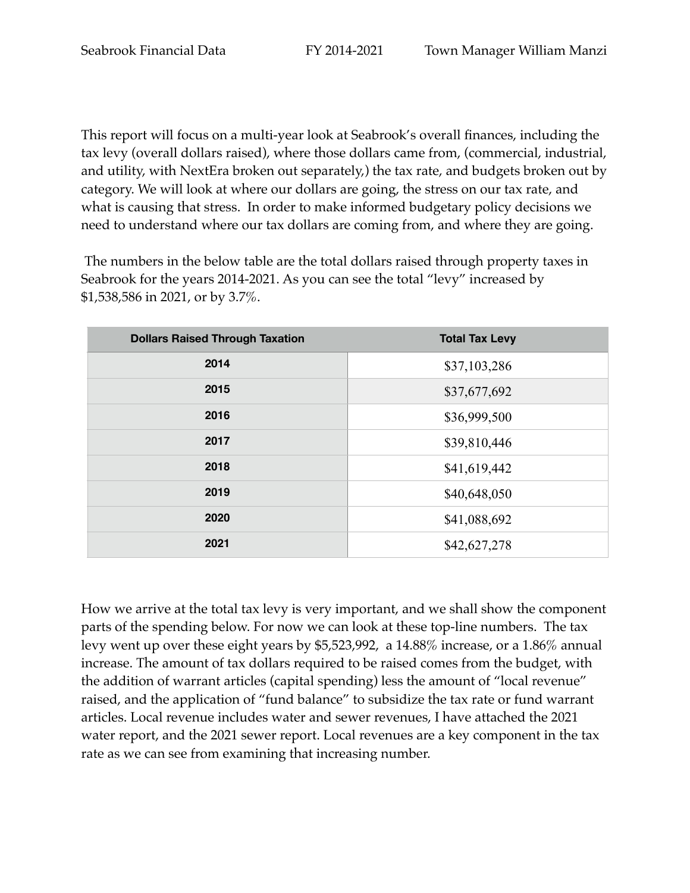This report will focus on a multi-year look at Seabrook's overall finances, including the tax levy (overall dollars raised), where those dollars came from, (commercial, industrial, and utility, with NextEra broken out separately,) the tax rate, and budgets broken out by category. We will look at where our dollars are going, the stress on our tax rate, and what is causing that stress. In order to make informed budgetary policy decisions we need to understand where our tax dollars are coming from, and where they are going.

The numbers in the below table are the total dollars raised through property taxes in Seabrook for the years 2014-2021. As you can see the total "levy" increased by $1,538,586 in 2021, or by 3.7%.

| Dollars Raised Through Taxation | Total Tax Levy |
|---|---|
| 2014 | $37,103,286 |
| 2015 | $37,677,692 |
| 2016 | $36,999,500 |
| 2017 | $39,810,446 |
| 2018 | $41,619,442 |
| 2019 | $40,648,050 |
| 2020 | $41,088,692 |
| 2021 | $42,627,278 |

How we arrive at the total tax levy is very important, and we shall show the component parts of the spending below. For now we can look at these top-line numbers. The tax levy went up over these eight years by $5,523,992, a 14.88% increase, or a 1.86% annual increase. The amount of tax dollars required to be raised comes from the budget, with the addition of warrant articles (capital spending) less the amount of "local revenue" raised, and the application of "fund balance" to subsidize the tax rate or fund warrant articles. Local revenue includes water and sewer revenues, I have attached the 2021 water report, and the 2021 sewer report. Local revenues are a key component in the tax rate as we can see from examining that increasing number.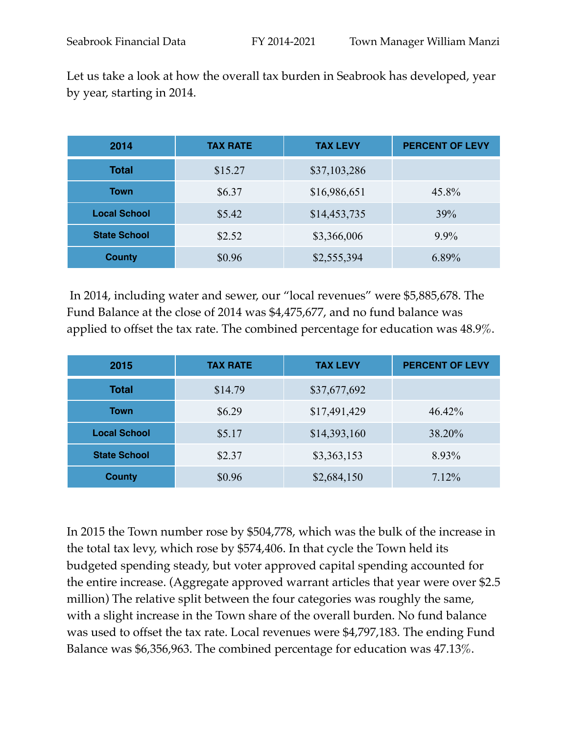Let us take a look at how the overall tax burden in Seabrook has developed, year by year, starting in 2014.

| 2014 | TAX RATE | TAX LEVY | PERCENT OF LEVY |
|---|---|---|---|
| Total | $15.27 | $37,103,286 | |
| Town | $6.37 | $16,986,651 | 45.8% |
| Local School | $5.42 | $14,453,735 | 39% |
| State School | $2.52 | $3,366,006 | 9.9% |
| County | $0.96 | $2,555,394 | 6.89% |

In 2014, including water and sewer, our "local revenues" were $5,885,678. The Fund Balance at the close of 2014 was $4,475,677, and no fund balance was applied to offset the tax rate. The combined percentage for education was 48.9%.

| 2015 | TAX RATE | TAX LEVY | PERCENT OF LEVY |
|---|---|---|---|
| Total | $14.79 | $37,677,692 | |
| Town | $6.29 | $17,491,429 | 46.42% |
| Local School | $5.17 | $14,393,160 | 38.20% |
| State School | $2.37 | $3,363,153 | 8.93% |
| County | $0.96 | $2,684,150 | 7.12% |

In 2015 the Town number rose by $504,778, which was the bulk of the increase in the total tax levy, which rose by $574,406. In that cycle the Town held its budgeted spending steady, but voter approved capital spending accounted for the entire increase. (Aggregate approved warrant articles that year were over $2.5 million) The relative split between the four categories was roughly the same, with a slight increase in the Town share of the overall burden. No fund balance was used to offset the tax rate. Local revenues were $4,797,183. The ending Fund Balance was $6,356,963. The combined percentage for education was 47.13%.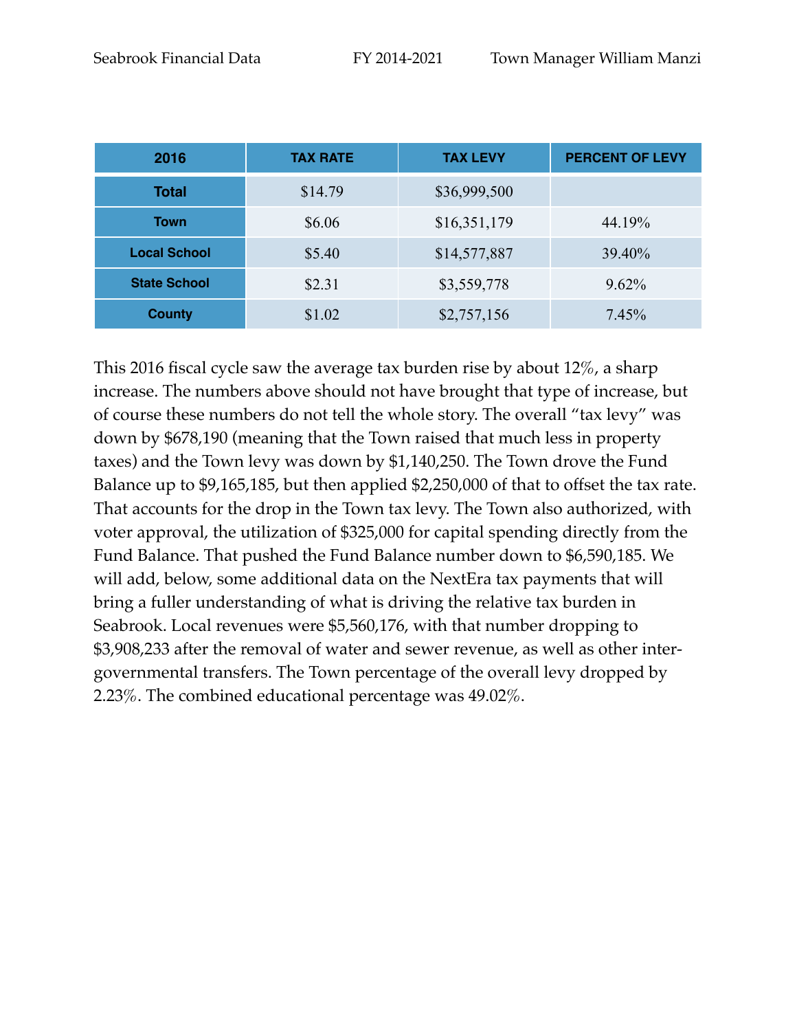| 2016 | TAX RATE | TAX LEVY | PERCENT OF LEVY |
| --- | --- | --- | --- |
| **Total** | $14.79 | $36,999,500 | |
| **Town** | $6.06 | $16,351,179 | 44.19% |
| **Local School** | $5.40 | $14,577,887 | 39.40% |
| **State School** | $2.31 | $3,559,778 | 9.62% |
| **County** | $1.02 | $2,757,156 | 7.45% |

This 2016 fiscal cycle saw the average tax burden rise by about 12%, a sharp increase. The numbers above should not have brought that type of increase, but of course these numbers do not tell the whole story. The overall "tax levy" was down by $678,190 (meaning that the Town raised that much less in property taxes) and the Town levy was down by $1,140,250. The Town drove the Fund Balance up to $9,165,185, but then applied $2,250,000 of that to offset the tax rate. That accounts for the drop in the Town tax levy. The Town also authorized, with voter approval, the utilization of $325,000 for capital spending directly from the Fund Balance. That pushed the Fund Balance number down to $6,590,185. We will add, below, some additional data on the NextEra tax payments that will bring a fuller understanding of what is driving the relative tax burden in Seabrook. Local revenues were $5,560,176, with that number dropping to $3,908,233 after the removal of water and sewer revenue, as well as other inter-governmental transfers. The Town percentage of the overall levy dropped by 2.23%. The combined educational percentage was 49.02%.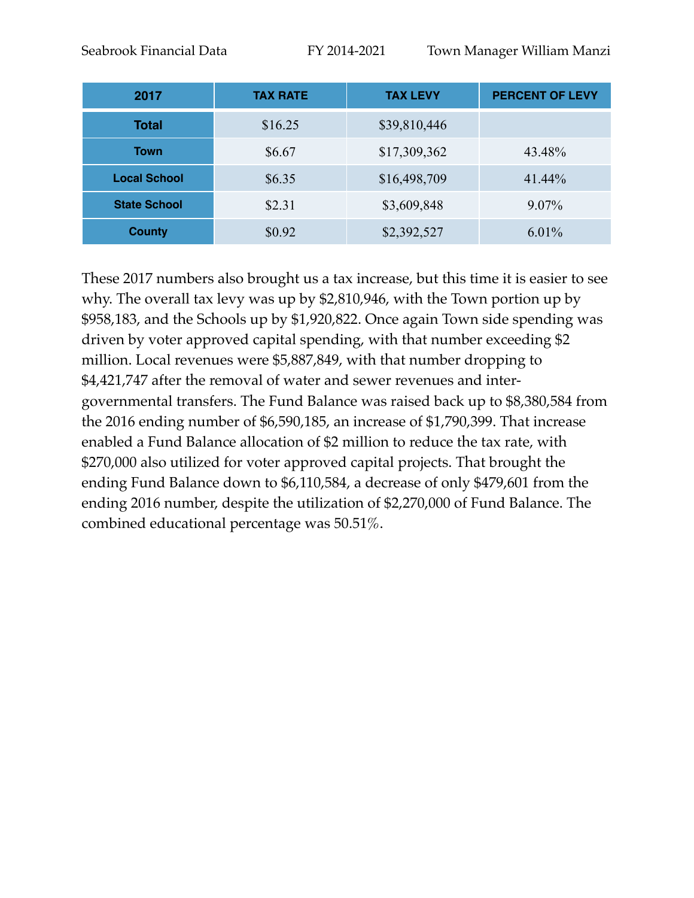| 2017 | TAX RATE | TAX LEVY | PERCENT OF LEVY |
|---|---|---|---|
| **Total** | $16.25 | $39,810,446 | |
| **Town** | $6.67 | $17,309,362 | 43.48% |
| **Local School** | $6.35 | $16,498,709 | 41.44% |
| **State School** | $2.31 | $3,609,848 | 9.07% |
| **County** | $0.92 | $2,392,527 | 6.01% |

These 2017 numbers also brought us a tax increase, but this time it is easier to see why. The overall tax levy was up by $2,810,946, with the Town portion up by $958,183, and the Schools up by $1,920,822. Once again Town side spending was driven by voter approved capital spending, with that number exceeding $2 million. Local revenues were $5,887,849, with that number dropping to $4,421,747 after the removal of water and sewer revenues and inter-governmental transfers. The Fund Balance was raised back up to $8,380,584 from the 2016 ending number of $6,590,185, an increase of $1,790,399. That increase enabled a Fund Balance allocation of $2 million to reduce the tax rate, with $270,000 also utilized for voter approved capital projects. That brought the ending Fund Balance down to $6,110,584, a decrease of only $479,601 from the ending 2016 number, despite the utilization of $2,270,000 of Fund Balance. The combined educational percentage was 50.51%.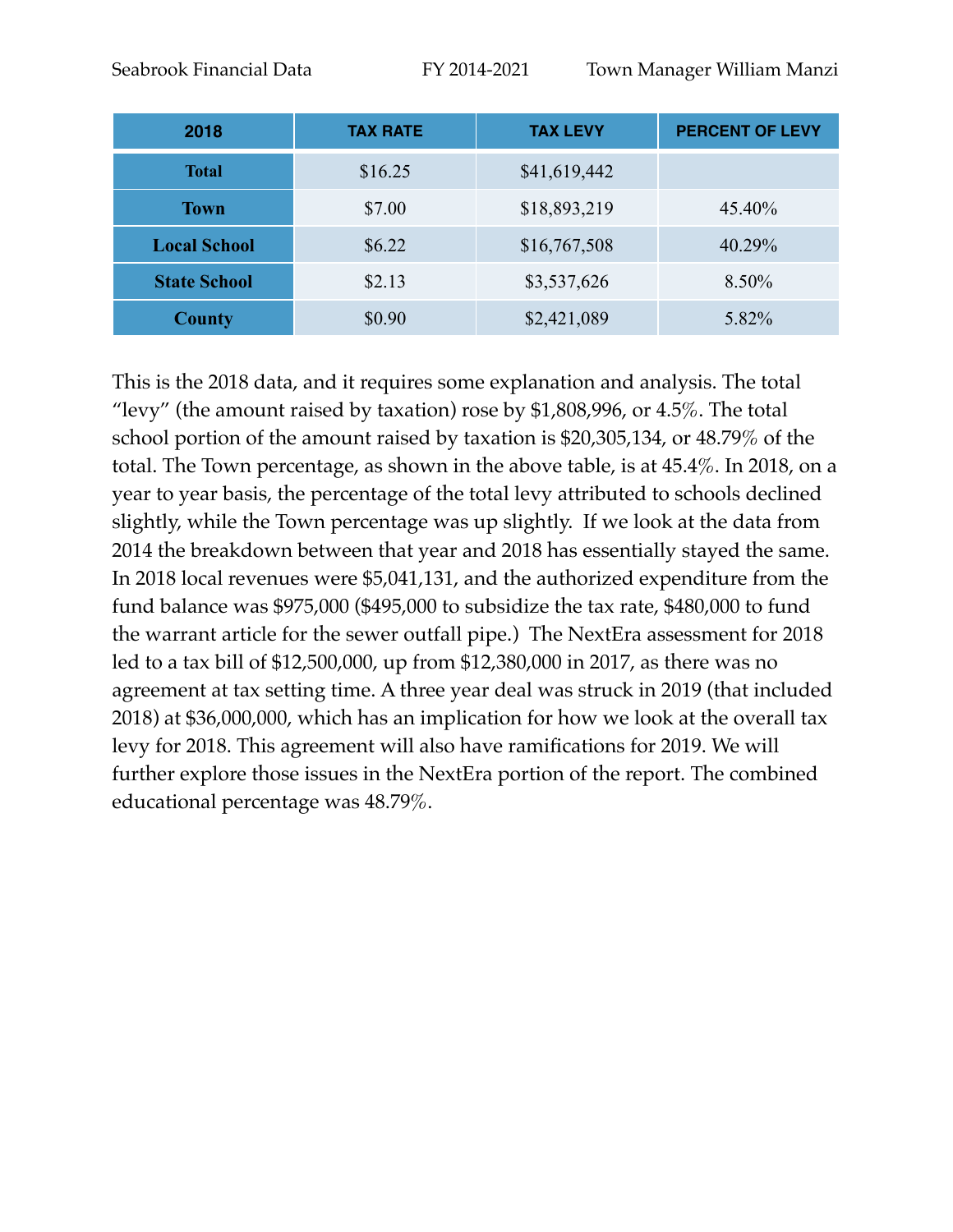| 2018 | TAX RATE | TAX LEVY | PERCENT OF LEVY |
|---|---|---|---|
| **Total** | $16.25 | $41,619,442 | |
| **Town** | $7.00 | $18,893,219 | 45.40% |
| **Local School** | $6.22 | $16,767,508 | 40.29% |
| **State School** | $2.13 | $3,537,626 | 8.50% |
| **County** | $0.90 | $2,421,089 | 5.82% |

This is the 2018 data, and it requires some explanation and analysis. The total "levy" (the amount raised by taxation) rose by $1,808,996, or 4.5%. The total school portion of the amount raised by taxation is $20,305,134, or 48.79% of the total. The Town percentage, as shown in the above table, is at 45.4%. In 2018, on a year to year basis, the percentage of the total levy attributed to schools declined slightly, while the Town percentage was up slightly. If we look at the data from 2014 the breakdown between that year and 2018 has essentially stayed the same. In 2018 local revenues were $5,041,131, and the authorized expenditure from the fund balance was $975,000 ($495,000 to subsidize the tax rate, $480,000 to fund the warrant article for the sewer outfall pipe.) The NextEra assessment for 2018 led to a tax bill of $12,500,000, up from $12,380,000 in 2017, as there was no agreement at tax setting time. A three year deal was struck in 2019 (that included 2018) at $36,000,000, which has an implication for how we look at the overall tax levy for 2018. This agreement will also have ramifications for 2019. We will further explore those issues in the NextEra portion of the report. The combined educational percentage was 48.79%.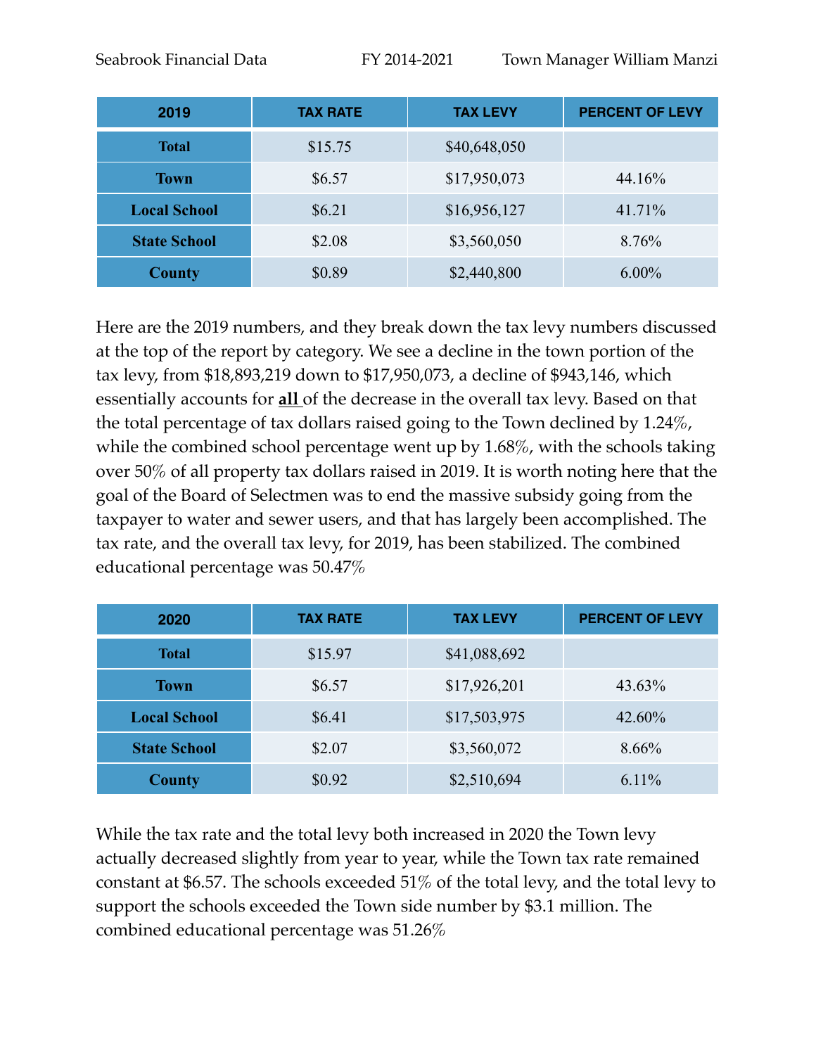| 2019 | TAX RATE | TAX LEVY | PERCENT OF LEVY |
|---|---|---|---|
| **Total** | $15.75 | $40,648,050 | |
| **Town** | $6.57 | $17,950,073 | 44.16% |
| **Local School** | $6.21 | $16,956,127 | 41.71% |
| **State School** | $2.08 | $3,560,050 | 8.76% |
| **County** | $0.89 | $2,440,800 | 6.00% |

Here are the 2019 numbers, and they break down the tax levy numbers discussed at the top of the report by category. We see a decline in the town portion of the tax levy, from $18,893,219 down to $17,950,073, a decline of $943,146, which essentially accounts for **all** of the decrease in the overall tax levy. Based on that the total percentage of tax dollars raised going to the Town declined by 1.24%, while the combined school percentage went up by 1.68%, with the schools taking over 50% of all property tax dollars raised in 2019. It is worth noting here that the goal of the Board of Selectmen was to end the massive subsidy going from the taxpayer to water and sewer users, and that has largely been accomplished. The tax rate, and the overall tax levy, for 2019, has been stabilized. The combined educational percentage was 50.47%

| 2020 | TAX RATE | TAX LEVY | PERCENT OF LEVY |
|---|---|---|---|
| **Total** | $15.97 | $41,088,692 | |
| **Town** | $6.57 | $17,926,201 | 43.63% |
| **Local School** | $6.41 | $17,503,975 | 42.60% |
| **State School** | $2.07 | $3,560,072 | 8.66% |
| **County** | $0.92 | $2,510,694 | 6.11% |

While the tax rate and the total levy both increased in 2020 the Town levy actually decreased slightly from year to year, while the Town tax rate remained constant at $6.57. The schools exceeded 51% of the total levy, and the total levy to support the schools exceeded the Town side number by $3.1 million. The combined educational percentage was 51.26%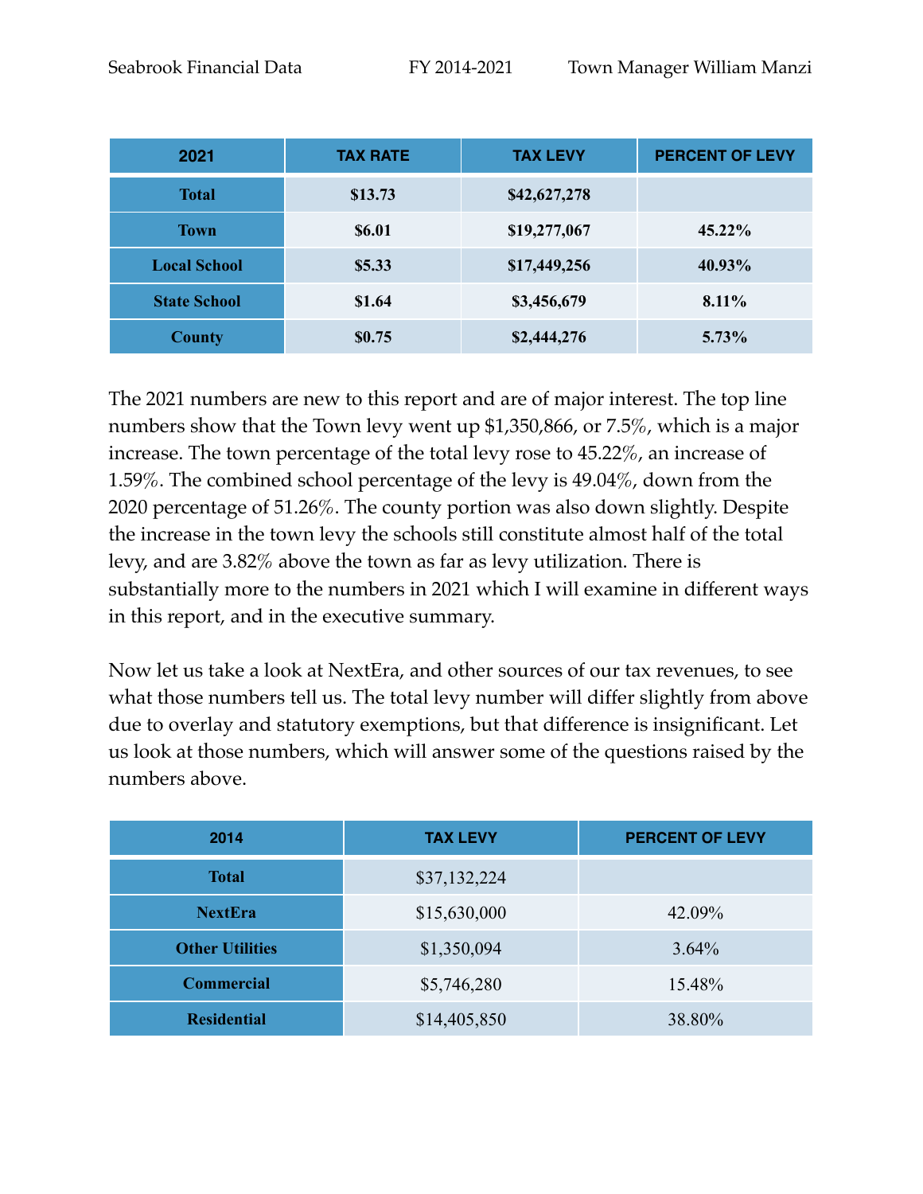| 2021 | TAX RATE | TAX LEVY | PERCENT OF LEVY |
|---|---|---|---|
| **Total** | **$13.73** | **$42,627,278** | |
| **Town** | **$6.01** | **$19,277,067** | **45.22%** |
| **Local School** | **$5.33** | **$17,449,256** | **40.93%** |
| **State School** | **$1.64** | **$3,456,679** | **8.11%** |
| **County** | **$0.75** | **$2,444,276** | **5.73%** |

The 2021 numbers are new to this report and are of major interest. The top line numbers show that the Town levy went up $1,350,866, or 7.5%, which is a major increase. The town percentage of the total levy rose to 45.22%, an increase of 1.59%. The combined school percentage of the levy is 49.04%, down from the 2020 percentage of 51.26%. The county portion was also down slightly. Despite the increase in the town levy the schools still constitute almost half of the total levy, and are 3.82% above the town as far as levy utilization. There is substantially more to the numbers in 2021 which I will examine in different ways in this report, and in the executive summary.

Now let us take a look at NextEra, and other sources of our tax revenues, to see what those numbers tell us. The total levy number will differ slightly from above due to overlay and statutory exemptions, but that difference is insignificant. Let us look at those numbers, which will answer some of the questions raised by the numbers above.

| 2014 | TAX LEVY | PERCENT OF LEVY |
|---|---|---|
| **Total** | $37,132,224 | |
| **NextEra** | $15,630,000 | 42.09% |
| **Other Utilities** | $1,350,094 | 3.64% |
| **Commercial** | $5,746,280 | 15.48% |
| **Residential** | $14,405,850 | 38.80% |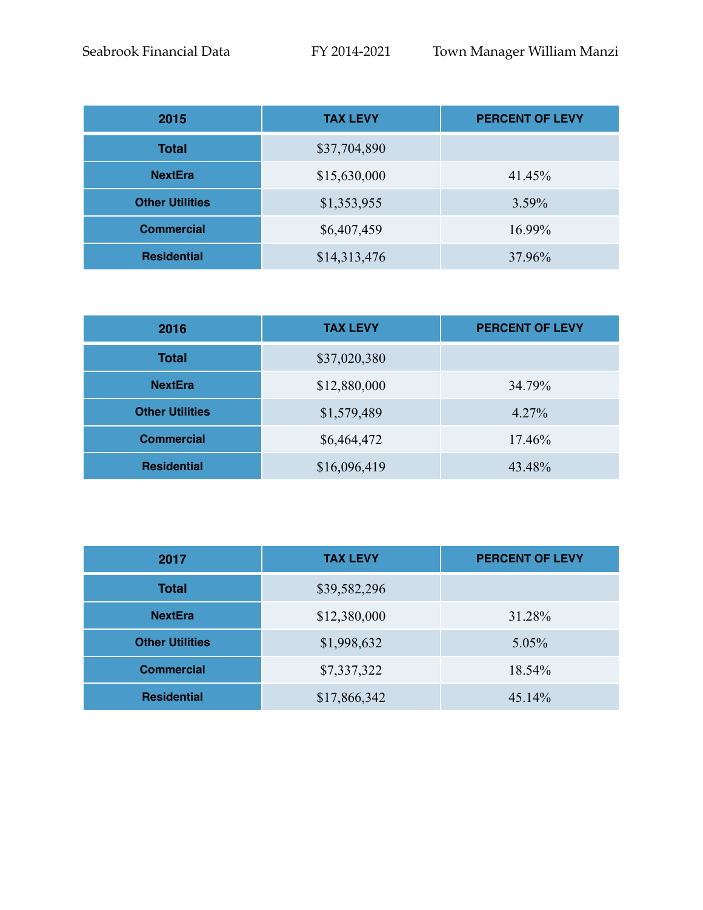| 2015 | TAX LEVY | PERCENT OF LEVY |
|---|---|---|
| **Total** | $37,704,890 | |
| **NextEra** | $15,630,000 | 41.45% |
| **Other Utilities** | $1,353,955 | 3.59% |
| **Commercial** | $6,407,459 | 16.99% |
| **Residential** | $14,313,476 | 37.96% |

| 2016 | TAX LEVY | PERCENT OF LEVY |
|---|---|---|
| **Total** | $37,020,380 | |
| **NextEra** | $12,880,000 | 34.79% |
| **Other Utilities** | $1,579,489 | 4.27% |
| **Commercial** | $6,464,472 | 17.46% |
| **Residential** | $16,096,419 | 43.48% |

| 2017 | TAX LEVY | PERCENT OF LEVY |
|---|---|---|
| **Total** | $39,582,296 | |
| **NextEra** | $12,380,000 | 31.28% |
| **Other Utilities** | $1,998,632 | 5.05% |
| **Commercial** | $7,337,322 | 18.54% |
| **Residential** | $17,866,342 | 45.14% |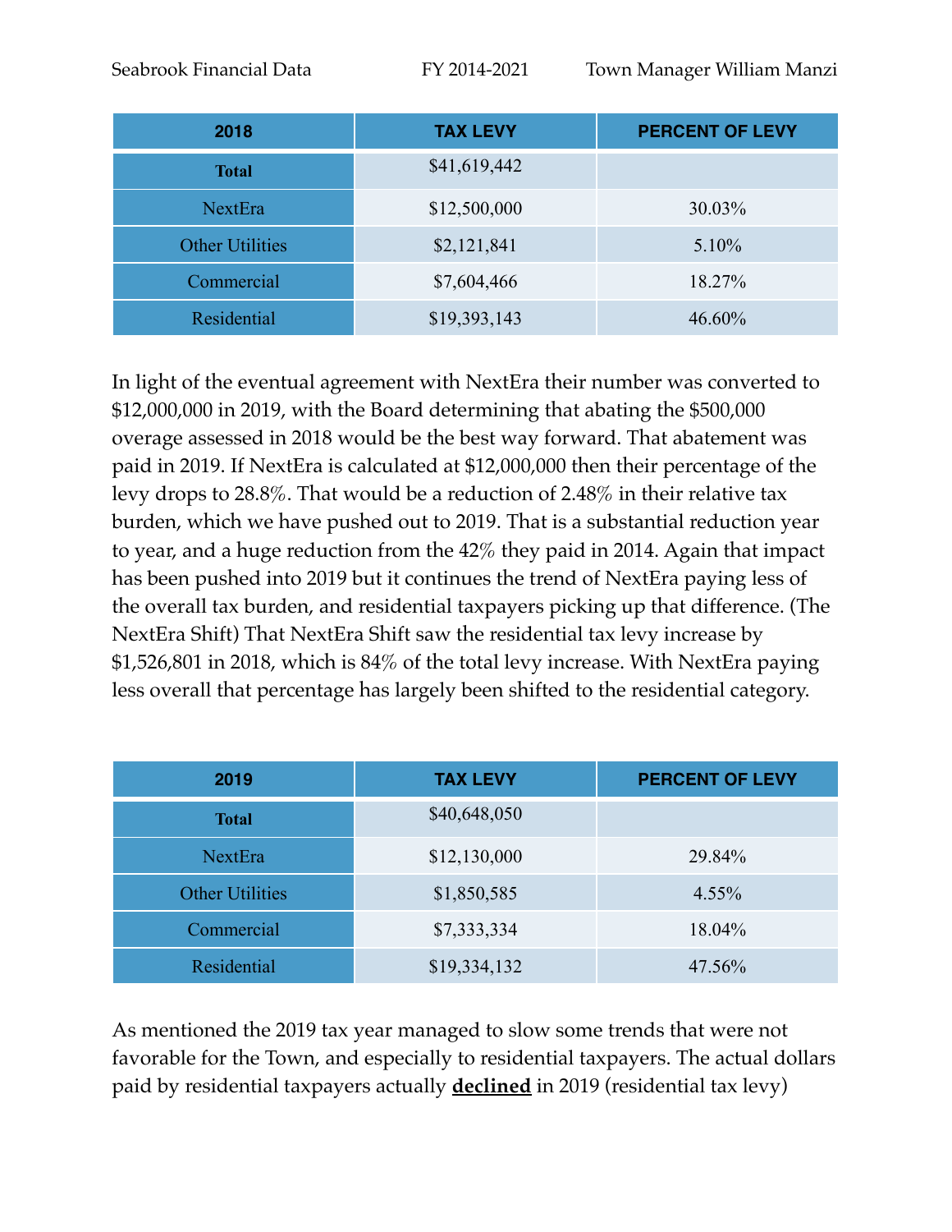| 2018 | TAX LEVY | PERCENT OF LEVY |
|---|---|---|
| **Total** | $41,619,442 | |
| NextEra | $12,500,000 | 30.03% |
| Other Utilities | $2,121,841 | 5.10% |
| Commercial | $7,604,466 | 18.27% |
| Residential | $19,393,143 | 46.60% |

In light of the eventual agreement with NextEra their number was converted to $12,000,000 in 2019, with the Board determining that abating the $500,000 overage assessed in 2018 would be the best way forward. That abatement was paid in 2019. If NextEra is calculated at $12,000,000 then their percentage of the levy drops to 28.8%. That would be a reduction of 2.48% in their relative tax burden, which we have pushed out to 2019. That is a substantial reduction year to year, and a huge reduction from the 42% they paid in 2014. Again that impact has been pushed into 2019 but it continues the trend of NextEra paying less of the overall tax burden, and residential taxpayers picking up that difference. (The NextEra Shift) That NextEra Shift saw the residential tax levy increase by $1,526,801 in 2018, which is 84% of the total levy increase. With NextEra paying less overall that percentage has largely been shifted to the residential category.

| 2019 | TAX LEVY | PERCENT OF LEVY |
|---|---|---|
| **Total** | $40,648,050 | |
| NextEra | $12,130,000 | 29.84% |
| Other Utilities | $1,850,585 | 4.55% |
| Commercial | $7,333,334 | 18.04% |
| Residential | $19,334,132 | 47.56% |

As mentioned the 2019 tax year managed to slow some trends that were not favorable for the Town, and especially to residential taxpayers. The actual dollars paid by residential taxpayers actually **<u>declined</u>** in 2019 (residential tax levy)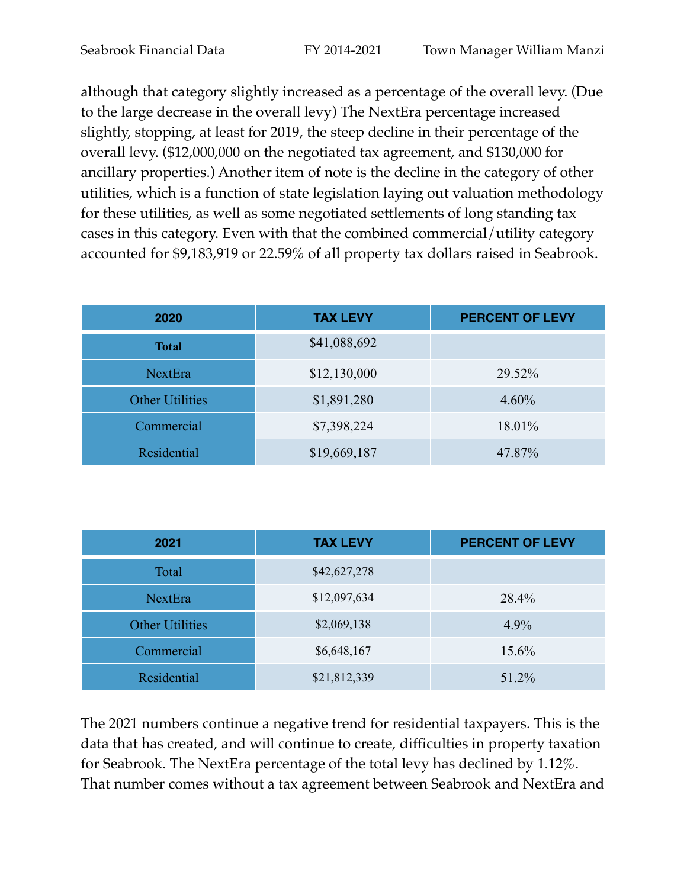although that category slightly increased as a percentage of the overall levy. (Due to the large decrease in the overall levy) The NextEra percentage increased slightly, stopping, at least for 2019, the steep decline in their percentage of the overall levy. ($12,000,000 on the negotiated tax agreement, and $130,000 for ancillary properties.) Another item of note is the decline in the category of other utilities, which is a function of state legislation laying out valuation methodology for these utilities, as well as some negotiated settlements of long standing tax cases in this category. Even with that the combined commercial/utility category accounted for $9,183,919 or 22.59% of all property tax dollars raised in Seabrook.

| 2020 | TAX LEVY | PERCENT OF LEVY |
|---|---|---|
| **Total** | $41,088,692 | |
| NextEra | $12,130,000 | 29.52% |
| Other Utilities | $1,891,280 | 4.60% |
| Commercial | $7,398,224 | 18.01% |
| Residential | $19,669,187 | 47.87% |

| 2021 | TAX LEVY | PERCENT OF LEVY |
|---|---|---|
| Total | $42,627,278 | |
| NextEra | $12,097,634 | 28.4% |
| Other Utilities | $2,069,138 | 4.9% |
| Commercial | $6,648,167 | 15.6% |
| Residential | $21,812,339 | 51.2% |

The 2021 numbers continue a negative trend for residential taxpayers. This is the data that has created, and will continue to create, difficulties in property taxation for Seabrook. The NextEra percentage of the total levy has declined by 1.12%. That number comes without a tax agreement between Seabrook and NextEra and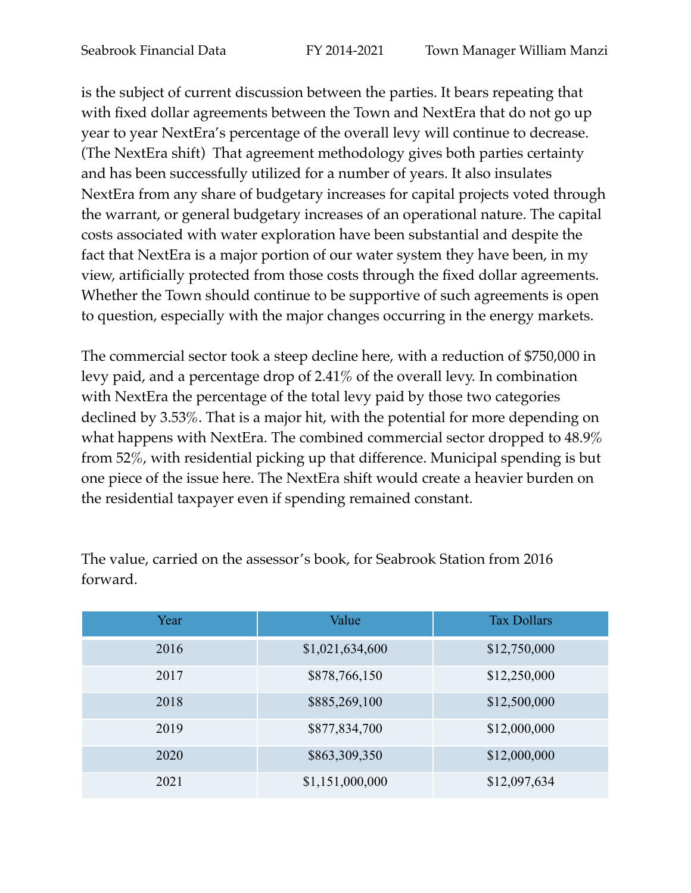is the subject of current discussion between the parties. It bears repeating that with fixed dollar agreements between the Town and NextEra that do not go up year to year NextEra's percentage of the overall levy will continue to decrease. (The NextEra shift) That agreement methodology gives both parties certainty and has been successfully utilized for a number of years. It also insulates NextEra from any share of budgetary increases for capital projects voted through the warrant, or general budgetary increases of an operational nature. The capital costs associated with water exploration have been substantial and despite the fact that NextEra is a major portion of our water system they have been, in my view, artificially protected from those costs through the fixed dollar agreements. Whether the Town should continue to be supportive of such agreements is open to question, especially with the major changes occurring in the energy markets.

The commercial sector took a steep decline here, with a reduction of $750,000 in levy paid, and a percentage drop of 2.41% of the overall levy. In combination with NextEra the percentage of the total levy paid by those two categories declined by 3.53%. That is a major hit, with the potential for more depending on what happens with NextEra. The combined commercial sector dropped to 48.9% from 52%, with residential picking up that difference. Municipal spending is but one piece of the issue here. The NextEra shift would create a heavier burden on the residential taxpayer even if spending remained constant.

The value, carried on the assessor's book, for Seabrook Station from 2016 forward.

| Year | Value | Tax Dollars |
|---|---|---|
| 2016 | $1,021,634,600 | $12,750,000 |
| 2017 | $878,766,150 | $12,250,000 |
| 2018 | $885,269,100 | $12,500,000 |
| 2019 | $877,834,700 | $12,000,000 |
| 2020 | $863,309,350 | $12,000,000 |
| 2021 | $1,151,000,000 | $12,097,634 |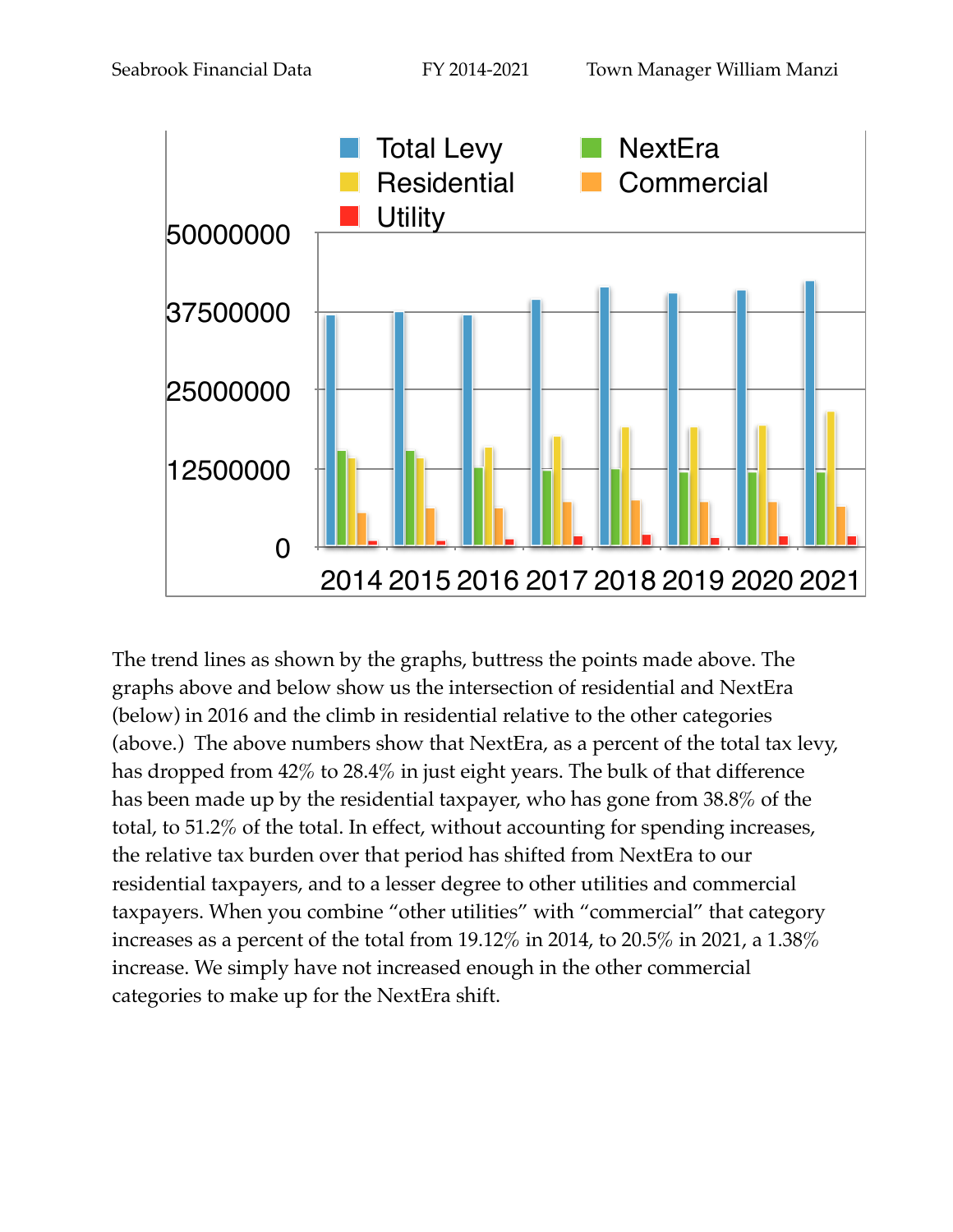The trend lines as shown by the graphs, buttress the points made above. The graphs above and below show us the intersection of residential and NextEra (below) in 2016 and the climb in residential relative to the other categories (above.) The above numbers show that NextEra, as a percent of the total tax levy, has dropped from 42% to 28.4% in just eight years. The bulk of that difference has been made up by the residential taxpayer, who has gone from 38.8% of the total, to 51.2% of the total. In effect, without accounting for spending increases, the relative tax burden over that period has shifted from NextEra to our residential taxpayers, and to a lesser degree to other utilities and commercial taxpayers. When you combine "other utilities" with "commercial" that category increases as a percent of the total from 19.12% in 2014, to 20.5% in 2021, a 1.38% increase. We simply have not increased enough in the other commercial categories to make up for the NextEra shift.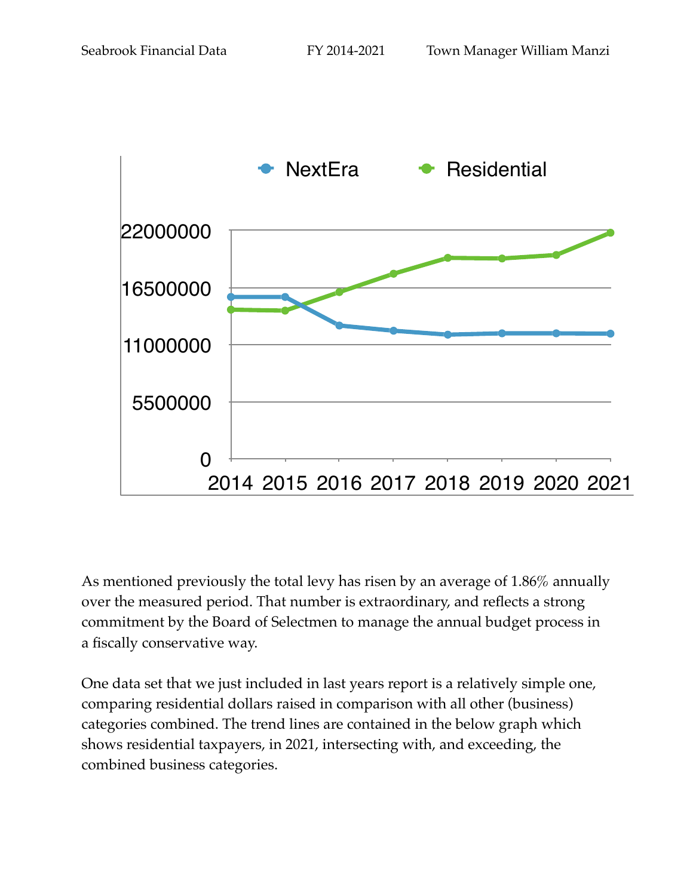As mentioned previously the total levy has risen by an average of 1.86% annually over the measured period. That number is extraordinary, and reflects a strong commitment by the Board of Selectmen to manage the annual budget process in a fiscally conservative way.

One data set that we just included in last years report is a relatively simple one, comparing residential dollars raised in comparison with all other (business) categories combined. The trend lines are contained in the below graph which shows residential taxpayers, in 2021, intersecting with, and exceeding, the combined business categories.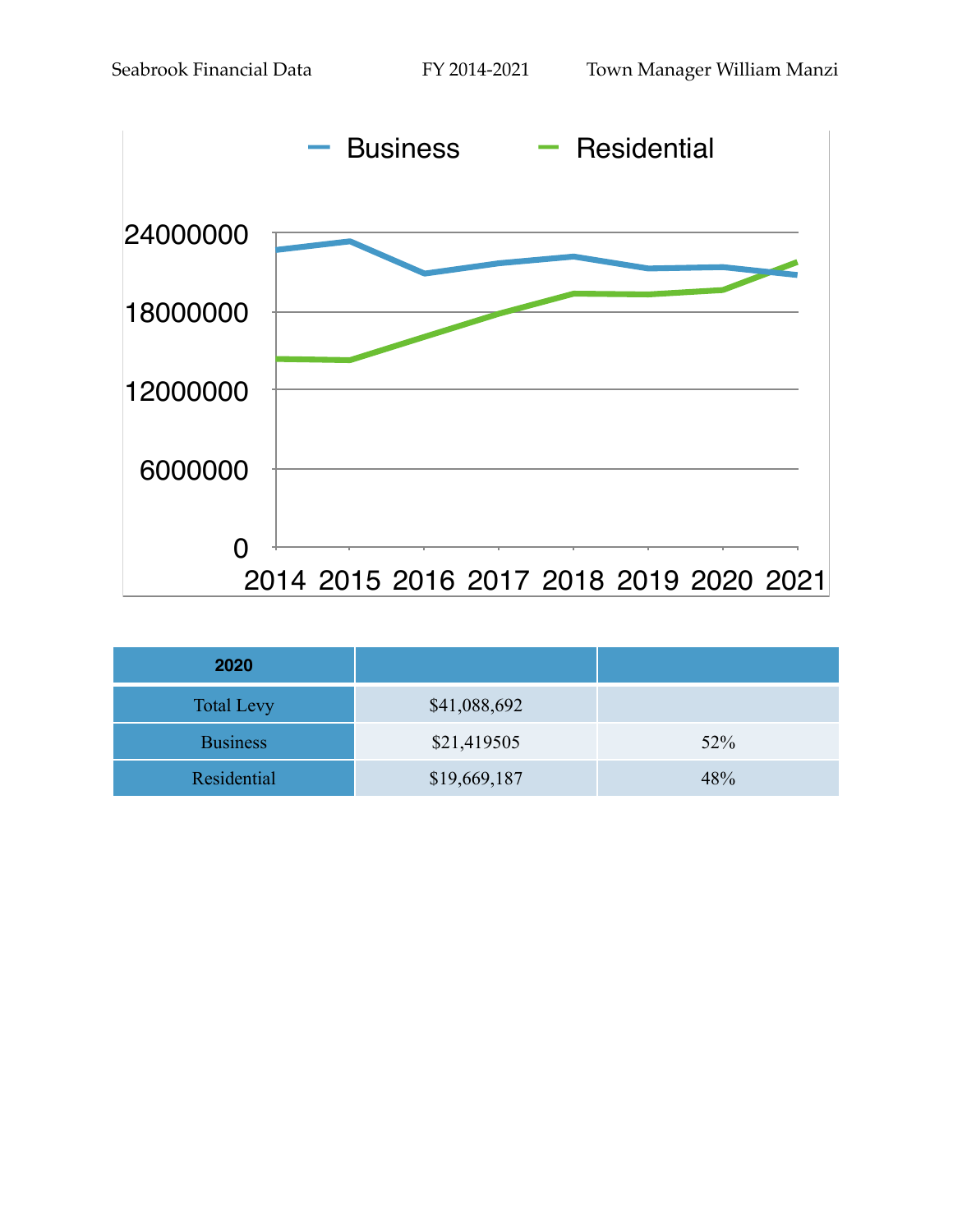| 2020 | | |
|---|---|---|
| Total Levy | $41,088,692 | |
| Business | $21,419505 | 52% |
| Residential | $19,669,187 | 48% |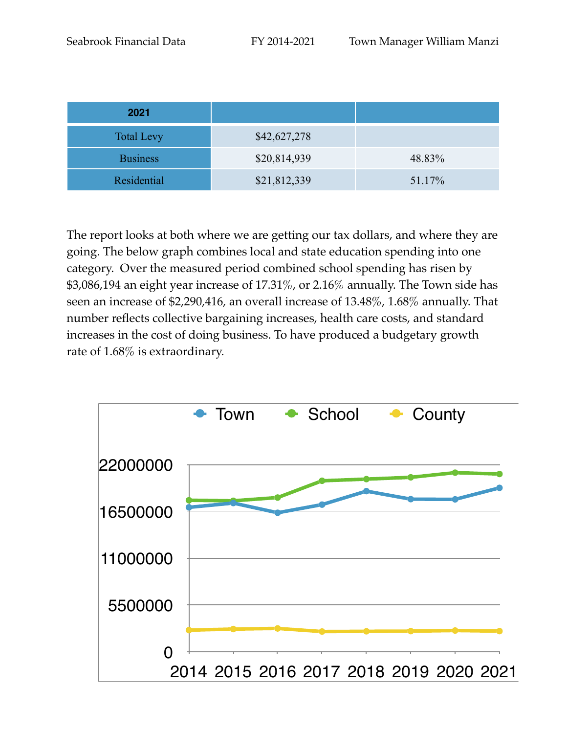| 2021 | | |
|---|---|---|
| Total Levy | $42,627,278 | |
| Business | $20,814,939 | 48.83% |
| Residential | $21,812,339 | 51.17% |

The report looks at both where we are getting our tax dollars, and where they are going. The below graph combines local and state education spending into one category. Over the measured period combined school spending has risen by $3,086,194 an eight year increase of 17.31%, or 2.16% annually. The Town side has seen an increase of $2,290,416, an overall increase of 13.48%, 1.68% annually. That number reflects collective bargaining increases, health care costs, and standard increases in the cost of doing business. To have produced a budgetary growth rate of 1.68% is extraordinary.

Town School County

22000000

16500000

11000000

5500000

0

2014 2015 2016 2017 2018 2019 2020 2021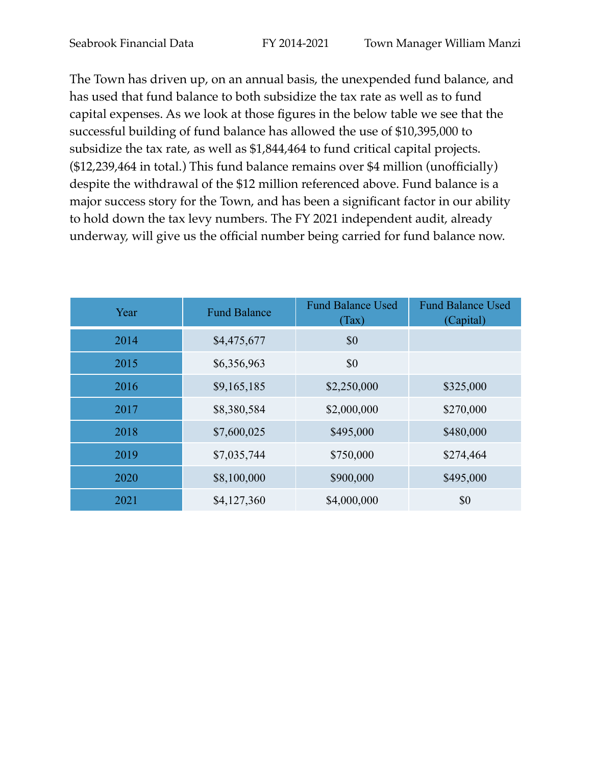The Town has driven up, on an annual basis, the unexpended fund balance, and has used that fund balance to both subsidize the tax rate as well as to fund capital expenses. As we look at those figures in the below table we see that the successful building of fund balance has allowed the use of $10,395,000 to subsidize the tax rate, as well as $1,844,464 to fund critical capital projects. ($12,239,464 in total.) This fund balance remains over $4 million (unofficially) despite the withdrawal of the $12 million referenced above. Fund balance is a major success story for the Town, and has been a significant factor in our ability to hold down the tax levy numbers. The FY 2021 independent audit, already underway, will give us the official number being carried for fund balance now.

| Year | Fund Balance | Fund Balance Used (Tax) | Fund Balance Used (Capital) |
|---|---|---|---|
| 2014 | $4,475,677 | $0 | |
| 2015 | $6,356,963 | $0 | |
| 2016 | $9,165,185 | $2,250,000 | $325,000 |
| 2017 | $8,380,584 | $2,000,000 | $270,000 |
| 2018 | $7,600,025 | $495,000 | $480,000 |
| 2019 | $7,035,744 | $750,000 | $274,464 |
| 2020 | $8,100,000 | $900,000 | $495,000 |
| 2021 | $4,127,360 | $4,000,000 | $0 |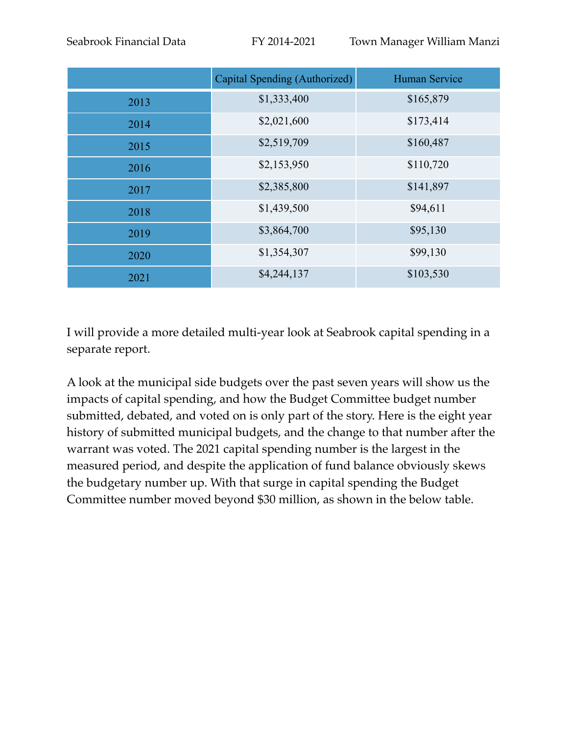| | Capital Spending (Authorized) | Human Service |
|---|---|---|
| 2013 | $1,333,400 | $165,879 |
| 2014 | $2,021,600 | $173,414 |
| 2015 | $2,519,709 | $160,487 |
| 2016 | $2,153,950 | $110,720 |
| 2017 | $2,385,800 | $141,897 |
| 2018 | $1,439,500 | $94,611 |
| 2019 | $3,864,700 | $95,130 |
| 2020 | $1,354,307 | $99,130 |
| 2021 | $4,244,137 | $103,530 |

I will provide a more detailed multi-year look at Seabrook capital spending in a separate report.

A look at the municipal side budgets over the past seven years will show us the impacts of capital spending, and how the Budget Committee budget number submitted, debated, and voted on is only part of the story. Here is the eight year history of submitted municipal budgets, and the change to that number after the warrant was voted. The 2021 capital spending number is the largest in the measured period, and despite the application of fund balance obviously skews the budgetary number up. With that surge in capital spending the Budget Committee number moved beyond $30 million, as shown in the below table.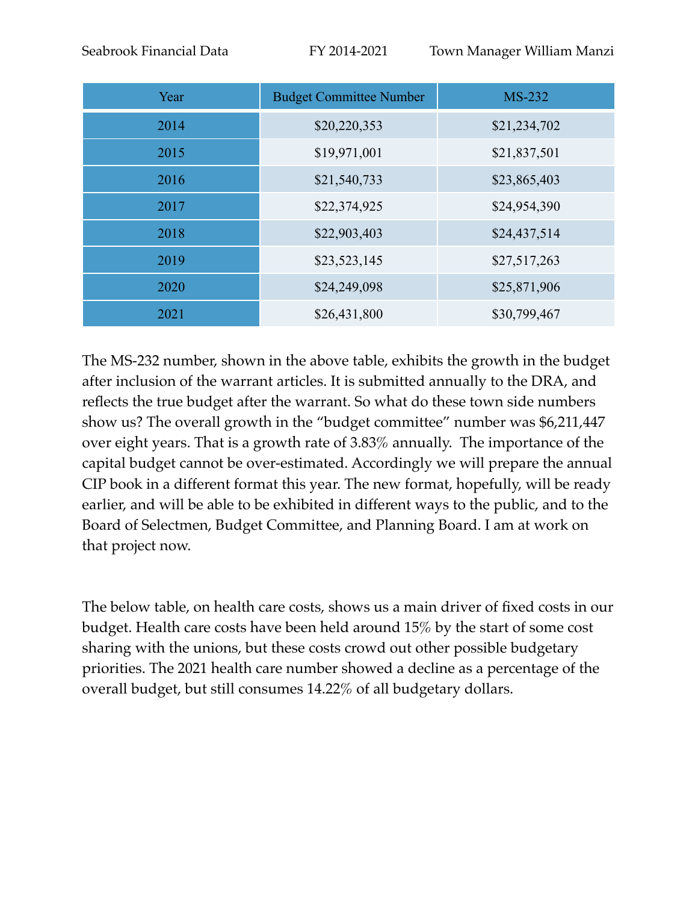| Year | Budget Committee Number | MS-232 |
|---|---|---|
| 2014 | $20,220,353 | $21,234,702 |
| 2015 | $19,971,001 | $21,837,501 |
| 2016 | $21,540,733 | $23,865,403 |
| 2017 | $22,374,925 | $24,954,390 |
| 2018 | $22,903,403 | $24,437,514 |
| 2019 | $23,523,145 | $27,517,263 |
| 2020 | $24,249,098 | $25,871,906 |
| 2021 | $26,431,800 | $30,799,467 |

The MS-232 number, shown in the above table, exhibits the growth in the budget after inclusion of the warrant articles. It is submitted annually to the DRA, and reflects the true budget after the warrant. So what do these town side numbers show us? The overall growth in the "budget committee" number was $6,211,447 over eight years. That is a growth rate of 3.83% annually. The importance of the capital budget cannot be over-estimated. Accordingly we will prepare the annual CIP book in a different format this year. The new format, hopefully, will be ready earlier, and will be able to be exhibited in different ways to the public, and to the Board of Selectmen, Budget Committee, and Planning Board. I am at work on that project now.

The below table, on health care costs, shows us a main driver of fixed costs in our budget. Health care costs have been held around 15% by the start of some cost sharing with the unions, but these costs crowd out other possible budgetary priorities. The 2021 health care number showed a decline as a percentage of the overall budget, but still consumes 14.22% of all budgetary dollars.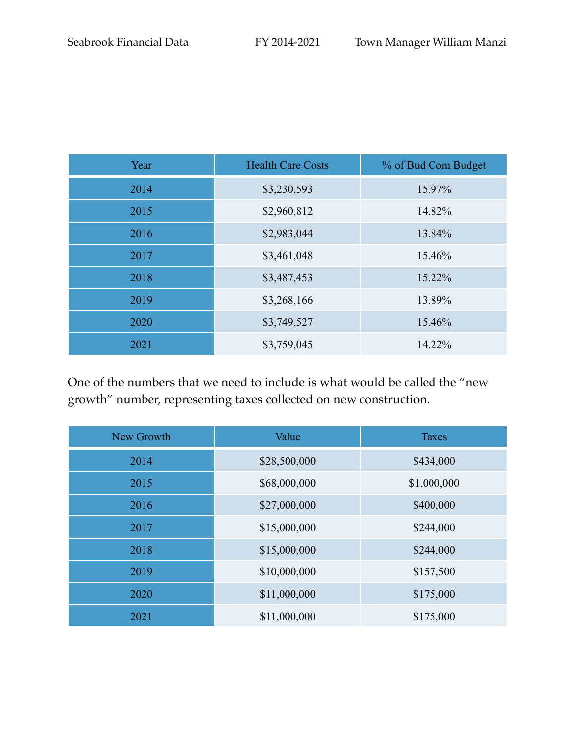| Year | Health Care Costs | % of Bud Com Budget |
|---|---|---|
| 2014 | $3,230,593 | 15.97% |
| 2015 | $2,960,812 | 14.82% |
| 2016 | $2,983,044 | 13.84% |
| 2017 | $3,461,048 | 15.46% |
| 2018 | $3,487,453 | 15.22% |
| 2019 | $3,268,166 | 13.89% |
| 2020 | $3,749,527 | 15.46% |
| 2021 | $3,759,045 | 14.22% |

One of the numbers that we need to include is what would be called the "new growth" number, representing taxes collected on new construction.

| New Growth | Value | Taxes |
|---|---|---|
| 2014 | $28,500,000 | $434,000 |
| 2015 | $68,000,000 | $1,000,000 |
| 2016 | $27,000,000 | $400,000 |
| 2017 | $15,000,000 | $244,000 |
| 2018 | $15,000,000 | $244,000 |
| 2019 | $10,000,000 | $157,500 |
| 2020 | $11,000,000 | $175,000 |
| 2021 | $11,000,000 | $175,000 |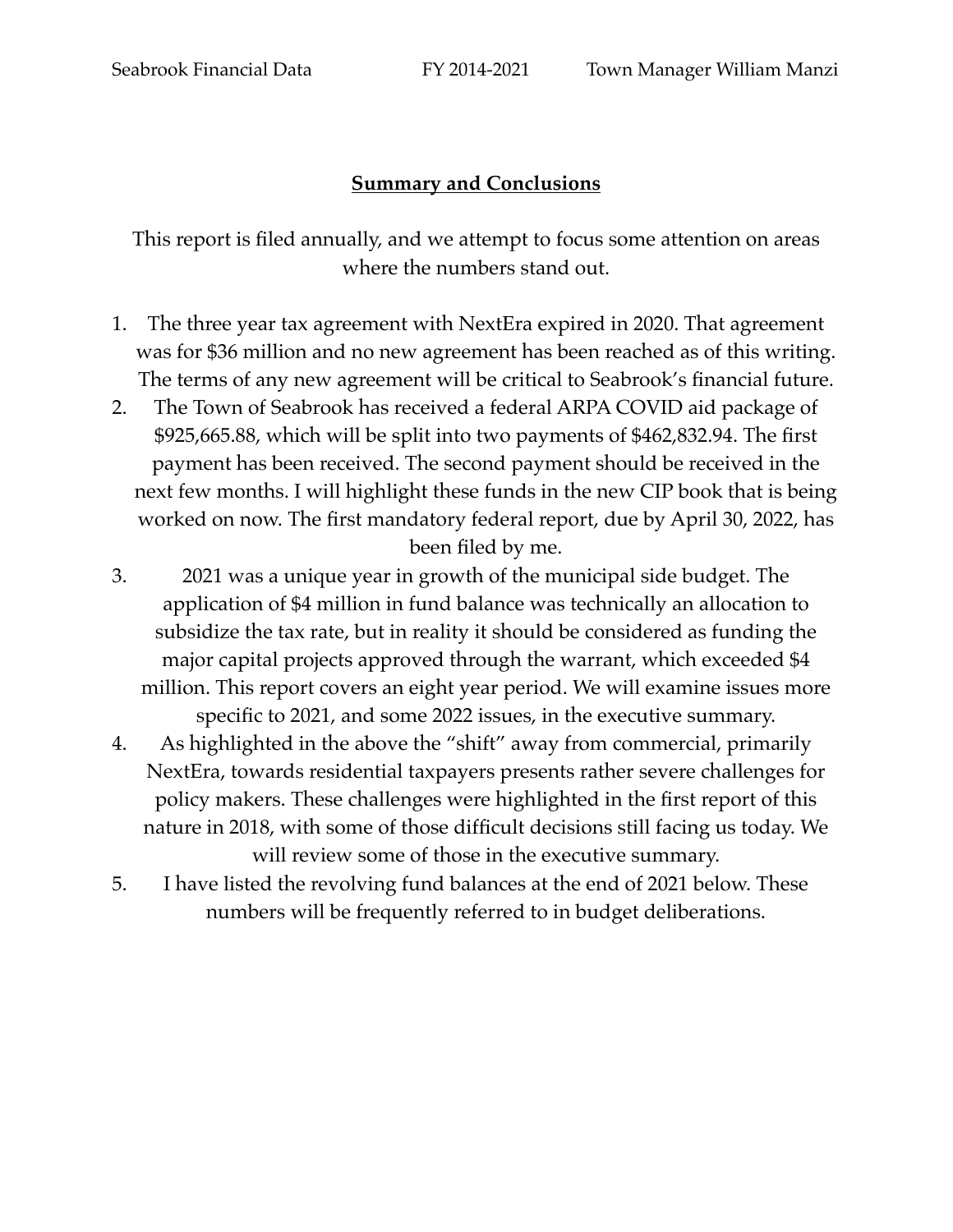## **Summary and Conclusions**

This report is filed annually, and we attempt to focus some attention on areas where the numbers stand out.

1. The three year tax agreement with NextEra expired in 2020. That agreement was for $36 million and no new agreement has been reached as of this writing. The terms of any new agreement will be critical to Seabrook's financial future.
2. The Town of Seabrook has received a federal ARPA COVID aid package of $925,665.88, which will be split into two payments of $462,832.94. The first payment has been received. The second payment should be received in the next few months. I will highlight these funds in the new CIP book that is being worked on now. The first mandatory federal report, due by April 30, 2022, has been filed by me.
3. 2021 was a unique year in growth of the municipal side budget. The application of $4 million in fund balance was technically an allocation to subsidize the tax rate, but in reality it should be considered as funding the major capital projects approved through the warrant, which exceeded $4 million. This report covers an eight year period. We will examine issues more specific to 2021, and some 2022 issues, in the executive summary.
4. As highlighted in the above the "shift" away from commercial, primarily NextEra, towards residential taxpayers presents rather severe challenges for policy makers. These challenges were highlighted in the first report of this nature in 2018, with some of those difficult decisions still facing us today. We will review some of those in the executive summary.
5. I have listed the revolving fund balances at the end of 2021 below. These numbers will be frequently referred to in budget deliberations.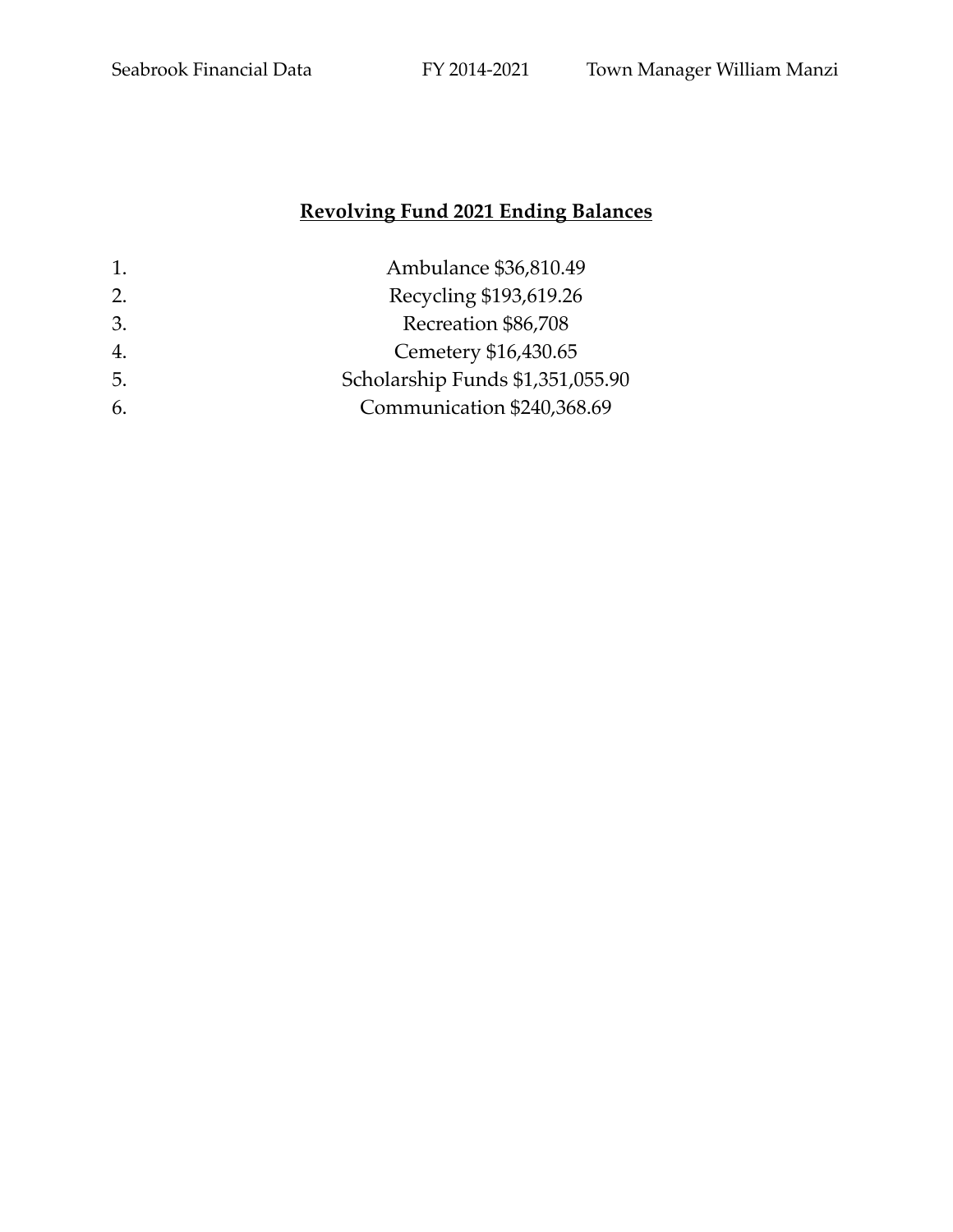## Revolving Fund 2021 Ending Balances

1. Ambulance $36,810.49
2. Recycling $193,619.26
3. Recreation $86,708
4. Cemetery $16,430.65
5. Scholarship Funds $1,351,055.90
6. Communication $240,368.69